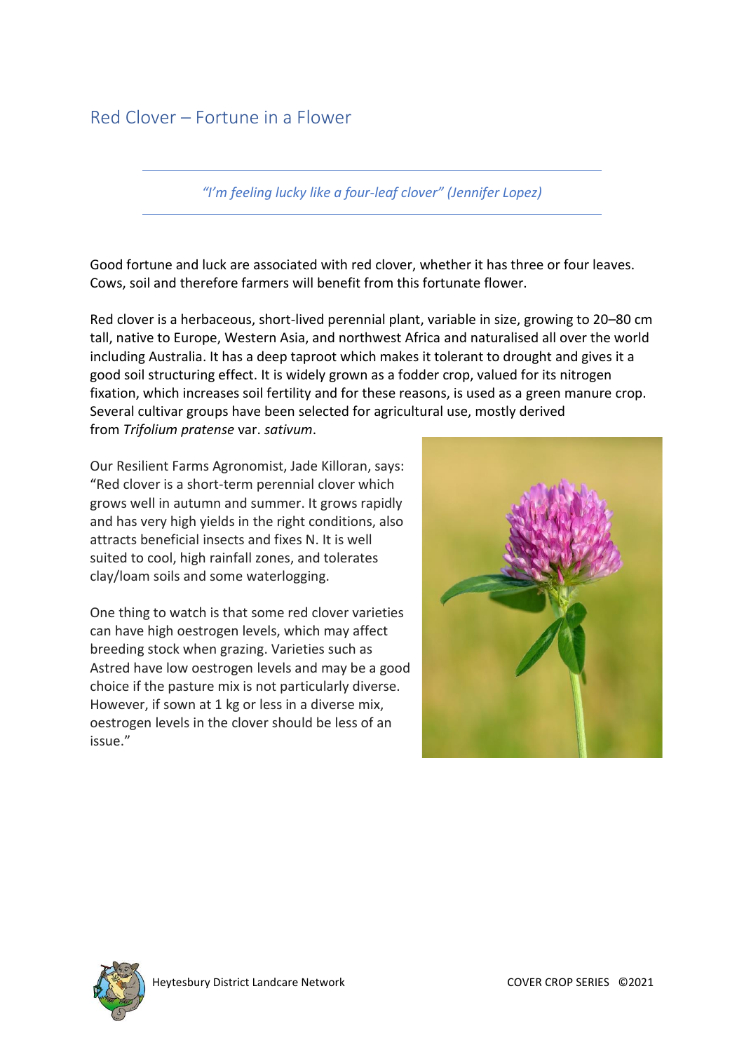# Red Clover – Fortune in a Flower

*"I'm feeling lucky like a four-leaf clover" (Jennifer Lopez)*

Good fortune and luck are associated with red clover, whether it has three or four leaves. Cows, soil and therefore farmers will benefit from this fortunate flower.

Red clover is a herbaceous, short-lived perennial plant, variable in size, growing to 20–80 cm tall, native to Europe, Western Asia, and northwest Africa and naturalised all over the world including Australia. It has a deep taproot which makes it tolerant to drought and gives it a good soil structuring effect. It is widely grown as a fodder crop, valued for its nitrogen fixation, which increases soil fertility and for these reasons, is used as a green manure crop. Several cultivar groups have been selected for agricultural use, mostly derived from *Trifolium pratense* var. *sativum*.

Our Resilient Farms Agronomist, Jade Killoran, says: "Red clover is a short-term perennial clover which grows well in autumn and summer. It grows rapidly and has very high yields in the right conditions, also attracts beneficial insects and fixes N. It is well suited to cool, high rainfall zones, and tolerates clay/loam soils and some waterlogging.

One thing to watch is that some red clover varieties can have high oestrogen levels, which may affect breeding stock when grazing. Varieties such as Astred have low oestrogen levels and may be a good choice if the pasture mix is not particularly diverse. However, if sown at 1 kg or less in a diverse mix, oestrogen levels in the clover should be less of an issue."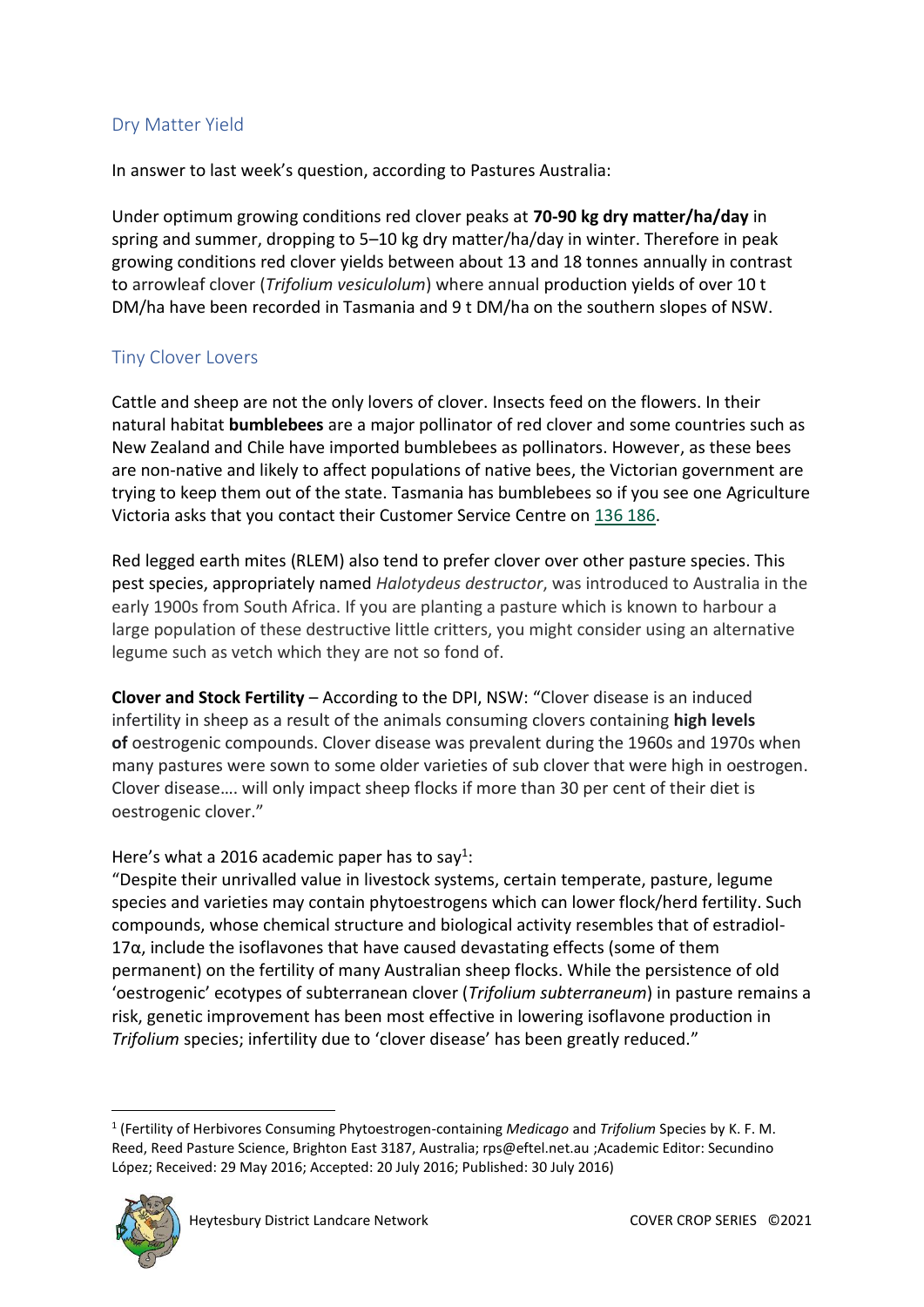## Dry Matter Yield

In answer to last week's question, according to Pastures Australia:

Under optimum growing conditions red clover peaks at **70-90 kg dry matter/ha/day** in spring and summer, dropping to 5–10 kg dry matter/ha/day in winter. Therefore in peak growing conditions red clover yields between about 13 and 18 tonnes annually in contrast to arrowleaf clover (*Trifolium vesiculolum*) where annual production yields of over 10 t DM/ha have been recorded in Tasmania and 9 t DM/ha on the southern slopes of NSW.

## Tiny Clover Lovers

Cattle and sheep are not the only lovers of clover. Insects feed on the flowers. In their natural habitat **bumblebees** are a major pollinator of red clover and some countries such as New Zealand and Chile have imported bumblebees as pollinators. However, as these bees are non-native and likely to affect populations of native bees, the Victorian government are trying to keep them out of the state. Tasmania has bumblebees so if you see one Agriculture Victoria asks that you contact their Customer Service Centre on 136 186.

Red legged earth mites (RLEM) also tend to prefer clover over other pasture species. This pest species, appropriately named *Halotydeus destructor*, was introduced to Australia in the early 1900s from South Africa. If you are planting a pasture which is known to harbour a large population of these destructive little critters, you might consider using an alternative legume such as vetch which they are not so fond of.

**Clover and Stock Fertility** – According to the DPI, NSW: "Clover disease is an induced infertility in sheep as a result of the animals consuming clovers containing **high levels of** oestrogenic compounds. Clover disease was prevalent during the 1960s and 1970s when many pastures were sown to some older varieties of sub clover that were high in oestrogen. Clover disease…. will only impact sheep flocks if more than 30 per cent of their diet is oestrogenic clover."

Here's what a 2016 academic paper has to say[1]:

"Despite their unrivalled value in livestock systems, certain temperate, pasture, legume species and varieties may contain phytoestrogens which can lower flock/herd fertility. Such compounds, whose chemical structure and biological activity resembles that of estradiol-17α, include the isoflavones that have caused devastating effects (some of them permanent) on the fertility of many Australian sheep flocks. While the persistence of old 'oestrogenic' ecotypes of subterranean clover (*Trifolium subterraneum*) in pasture remains a risk, genetic improvement has been most effective in lowering isoflavone production in *Trifolium* species; infertility due to 'clover disease' has been greatly reduced."

[1] (Fertility of Herbivores Consuming Phytoestrogen-containing *Medicago* and *Trifolium* Species by K. F. M. Reed, Reed Pasture Science, Brighton East 3187, Australia; rps@eftel.net.au ;Academic Editor: Secundino López; Received: 29 May 2016; Accepted: 20 July 2016; Published: 30 July 2016)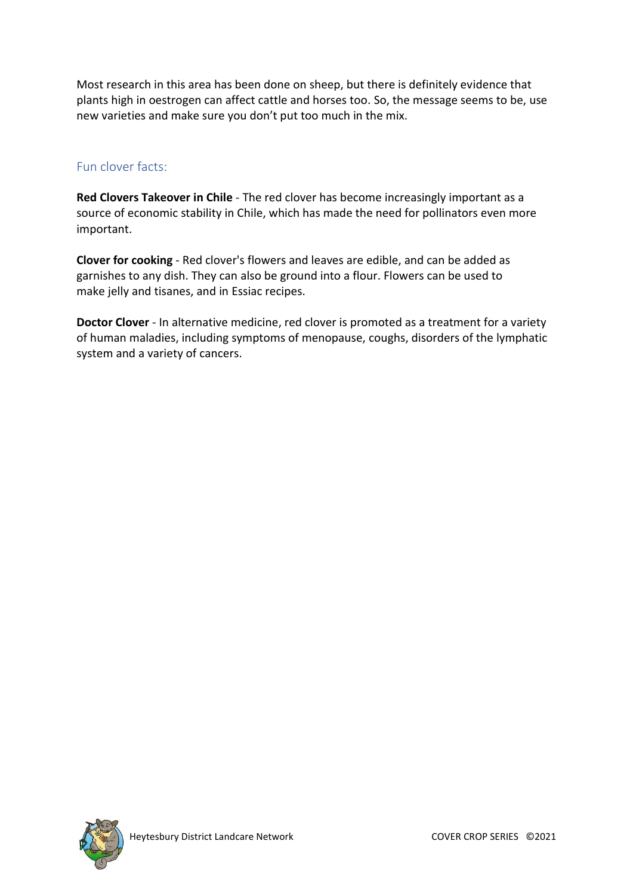Most research in this area has been done on sheep, but there is definitely evidence that plants high in oestrogen can affect cattle and horses too. So, the message seems to be, use new varieties and make sure you don't put too much in the mix.

## Fun clover facts:

**Red Clovers Takeover in Chile** - The red clover has become increasingly important as a source of economic stability in Chile, which has made the need for pollinators even more important.

**Clover for cooking** - Red clover's flowers and leaves are edible, and can be added as garnishes to any dish. They can also be ground into a flour. Flowers can be used to make jelly and tisanes, and in Essiac recipes.

**Doctor Clover** - In alternative medicine, red clover is promoted as a treatment for a variety of human maladies, including symptoms of menopause, coughs, disorders of the lymphatic system and a variety of cancers.